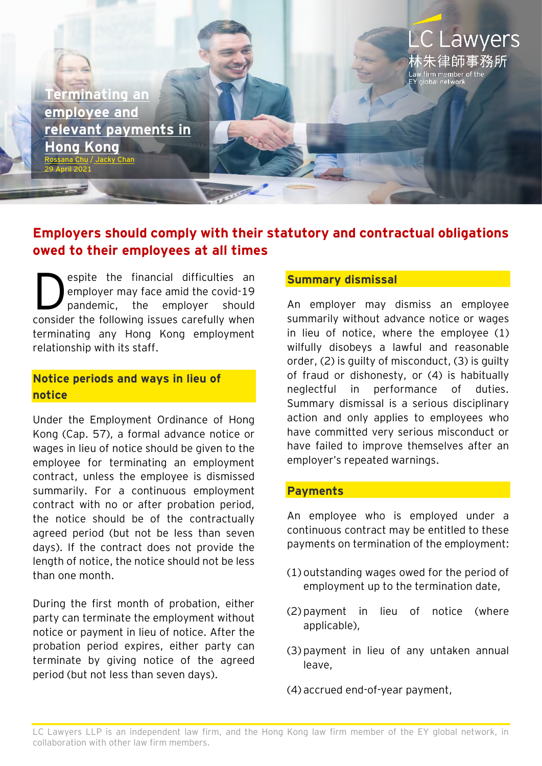# Terminating an employee and relevant payments in Hong Kong

Rossana Chu / Jacky Chan
29 April 2021

LC Lawyers
林朱律師事務所
Law firm member of the EY global network

## Employers should comply with their statutory and contractual obligations owed to their employees at all times

Despite the financial difficulties an employer may face amid the covid-19 pandemic, the employer should consider the following issues carefully when terminating any Hong Kong employment relationship with its staff.

### Notice periods and ways in lieu of notice

Under the Employment Ordinance of Hong Kong (Cap. 57), a formal advance notice or wages in lieu of notice should be given to the employee for terminating an employment contract, unless the employee is dismissed summarily. For a continuous employment contract with no or after probation period, the notice should be of the contractually agreed period (but not be less than seven days). If the contract does not provide the length of notice, the notice should not be less than one month.

During the first month of probation, either party can terminate the employment without notice or payment in lieu of notice. After the probation period expires, either party can terminate by giving notice of the agreed period (but not less than seven days).

### Summary dismissal

An employer may dismiss an employee summarily without advance notice or wages in lieu of notice, where the employee (1) wilfully disobeys a lawful and reasonable order, (2) is guilty of misconduct, (3) is guilty of fraud or dishonesty, or (4) is habitually neglectful in performance of duties. Summary dismissal is a serious disciplinary action and only applies to employees who have committed very serious misconduct or have failed to improve themselves after an employer's repeated warnings.

### Payments

An employee who is employed under a continuous contract may be entitled to these payments on termination of the employment:

(1) outstanding wages owed for the period of employment up to the termination date,

(2) payment in lieu of notice (where applicable),

(3) payment in lieu of any untaken annual leave,

(4) accrued end-of-year payment,

LC Lawyers LLP is an independent law firm, and the Hong Kong law firm member of the EY global network, in collaboration with other law firm members.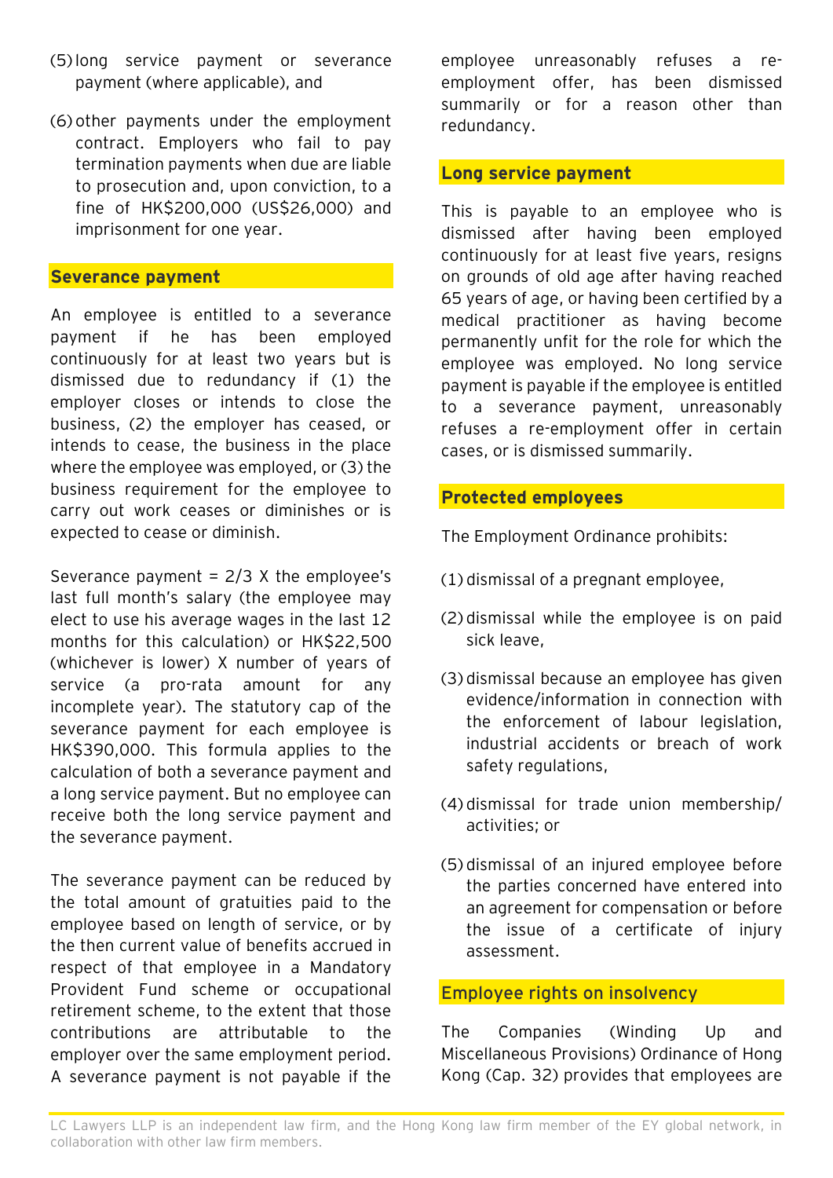(5) long service payment or severance payment (where applicable), and

(6) other payments under the employment contract. Employers who fail to pay termination payments when due are liable to prosecution and, upon conviction, to a fine of HK$200,000 (US$26,000) and imprisonment for one year.

## Severance payment

An employee is entitled to a severance payment if he has been employed continuously for at least two years but is dismissed due to redundancy if (1) the employer closes or intends to close the business, (2) the employer has ceased, or intends to cease, the business in the place where the employee was employed, or (3) the business requirement for the employee to carry out work ceases or diminishes or is expected to cease or diminish.

Severance payment = 2/3 X the employee's last full month's salary (the employee may elect to use his average wages in the last 12 months for this calculation) or HK$22,500 (whichever is lower) X number of years of service (a pro-rata amount for any incomplete year). The statutory cap of the severance payment for each employee is HK$390,000. This formula applies to the calculation of both a severance payment and a long service payment. But no employee can receive both the long service payment and the severance payment.

The severance payment can be reduced by the total amount of gratuities paid to the employee based on length of service, or by the then current value of benefits accrued in respect of that employee in a Mandatory Provident Fund scheme or occupational retirement scheme, to the extent that those contributions are attributable to the employer over the same employment period. A severance payment is not payable if the employee unreasonably refuses a re-employment offer, has been dismissed summarily or for a reason other than redundancy.

## Long service payment

This is payable to an employee who is dismissed after having been employed continuously for at least five years, resigns on grounds of old age after having reached 65 years of age, or having been certified by a medical practitioner as having become permanently unfit for the role for which the employee was employed. No long service payment is payable if the employee is entitled to a severance payment, unreasonably refuses a re-employment offer in certain cases, or is dismissed summarily.

## Protected employees

The Employment Ordinance prohibits:

(1) dismissal of a pregnant employee,

(2) dismissal while the employee is on paid sick leave,

(3) dismissal because an employee has given evidence/information in connection with the enforcement of labour legislation, industrial accidents or breach of work safety regulations,

(4) dismissal for trade union membership/ activities; or

(5) dismissal of an injured employee before the parties concerned have entered into an agreement for compensation or before the issue of a certificate of injury assessment.

## Employee rights on insolvency

The Companies (Winding Up and Miscellaneous Provisions) Ordinance of Hong Kong (Cap. 32) provides that employees are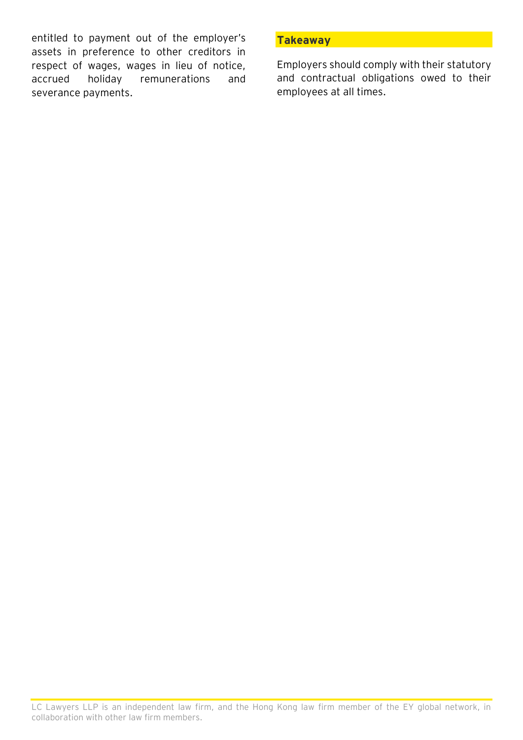entitled to payment out of the employer's assets in preference to other creditors in respect of wages, wages in lieu of notice, accrued holiday remunerations and severance payments.

## Takeaway

Employers should comply with their statutory and contractual obligations owed to their employees at all times.

LC Lawyers LLP is an independent law firm, and the Hong Kong law firm member of the EY global network, in collaboration with other law firm members.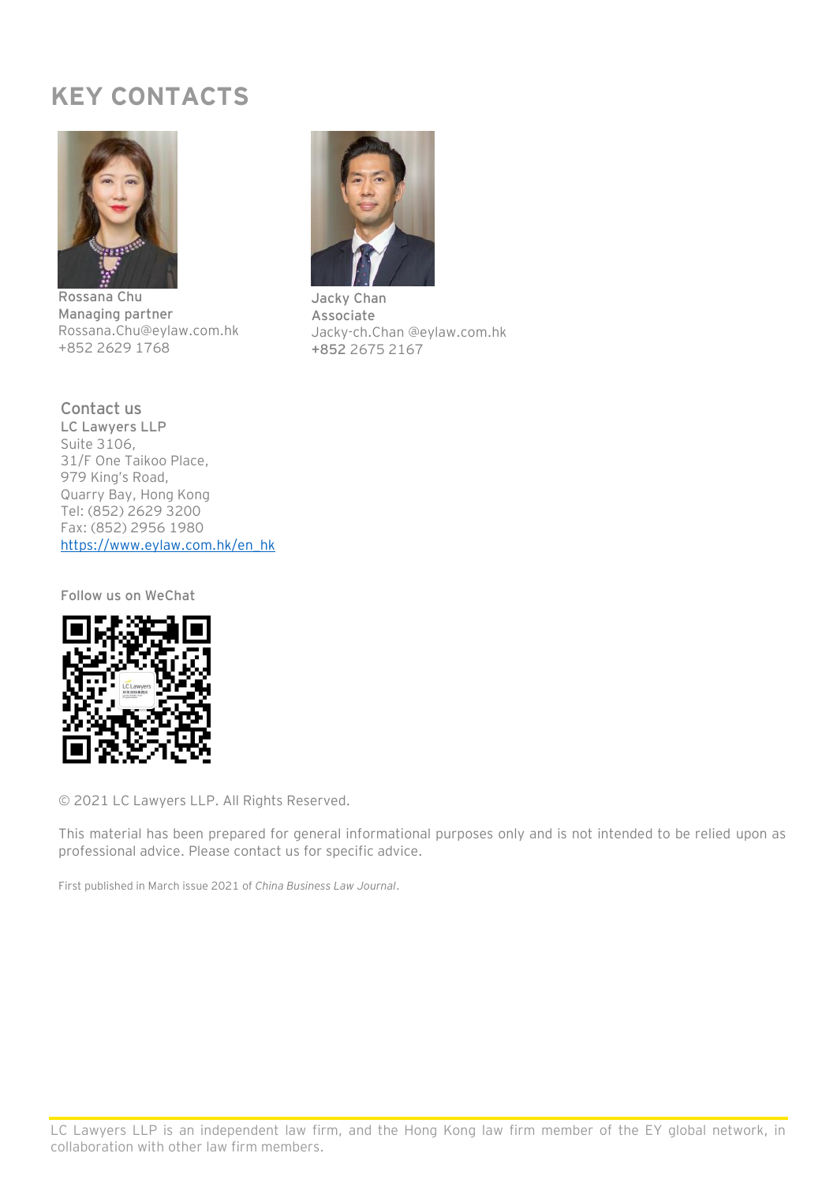# KEY CONTACTS

Rossana Chu
Managing partner
Rossana.Chu@eylaw.com.hk
+852 2629 1768

Jacky Chan
Associate
Jacky-ch.Chan @eylaw.com.hk
+852 2675 2167

Contact us
LC Lawyers LLP
Suite 3106,
31/F One Taikoo Place,
979 King's Road,
Quarry Bay, Hong Kong
Tel: (852) 2629 3200
Fax: (852) 2956 1980
[https://www.eylaw.com.hk/en_hk](https://www.eylaw.com.hk/en_hk)

Follow us on WeChat

© 2021 LC Lawyers LLP. All Rights Reserved.

This material has been prepared for general informational purposes only and is not intended to be relied upon as professional advice. Please contact us for specific advice.

First published in March issue 2021 of *China Business Law Journal*.

LC Lawyers LLP is an independent law firm, and the Hong Kong law firm member of the EY global network, in collaboration with other law firm members.